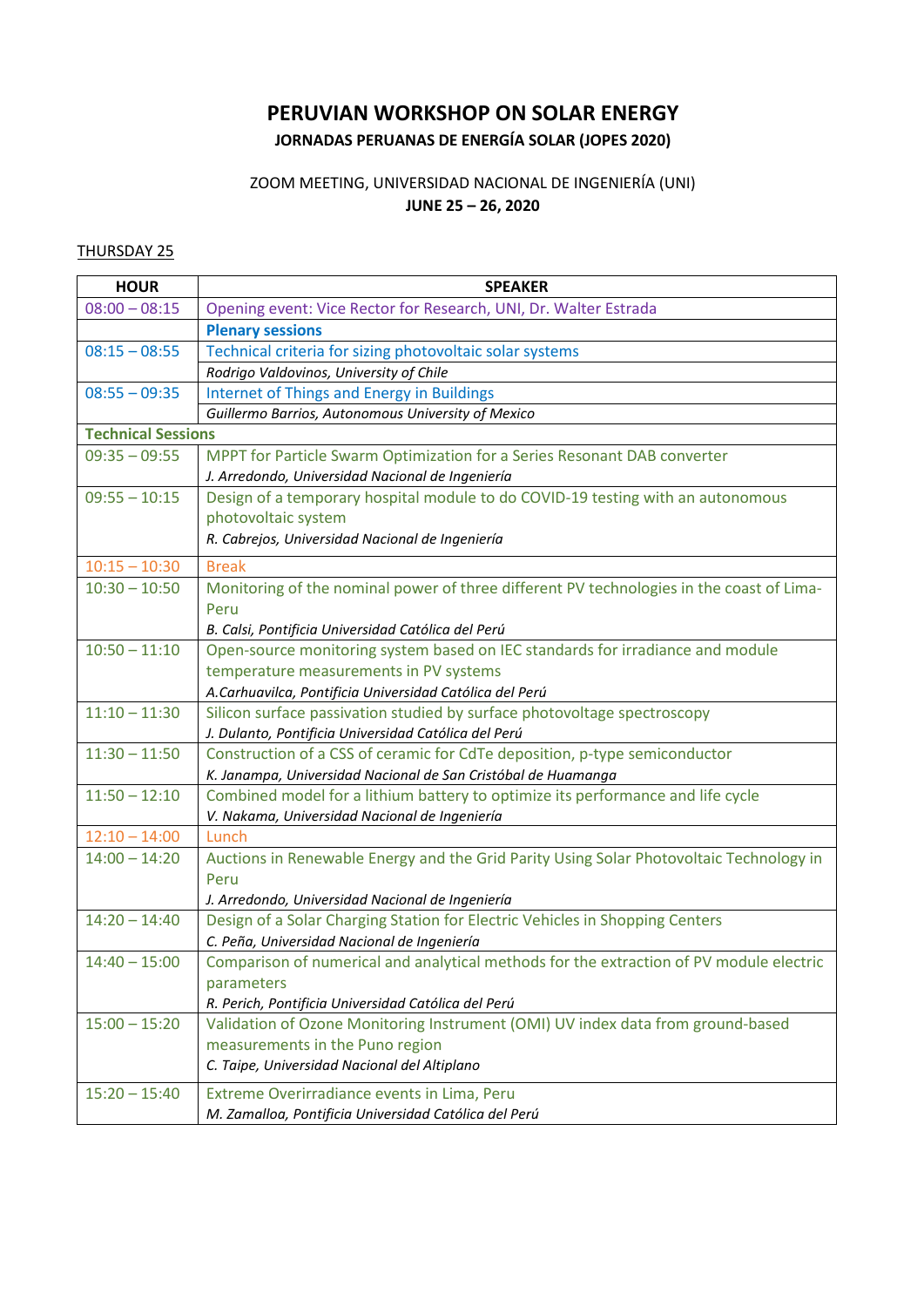# PERUVIAN WORKSHOP ON SOLAR ENERGY

## JORNADAS PERUANAS DE ENERGÍA SOLAR (JOPES 2020)

ZOOM MEETING, UNIVERSIDAD NACIONAL DE INGENIERÍA (UNI)

**JUNE 25 – 26, 2020**

THURSDAY 25

| HOUR | SPEAKER |
|---|---|
| 08:00 – 08:15 | Opening event: Vice Rector for Research, UNI, Dr. Walter Estrada |
| | **Plenary sessions** |
| 08:15 – 08:55 | Technical criteria for sizing photovoltaic solar systems |
| | *Rodrigo Valdovinos, University of Chile* |
| 08:55 – 09:35 | Internet of Things and Energy in Buildings |
| | *Guillermo Barrios, Autonomous University of Mexico* |
| **Technical Sessions** | |
| 09:35 – 09:55 | MPPT for Particle Swarm Optimization for a Series Resonant DAB converter<br>*J. Arredondo, Universidad Nacional de Ingeniería* |
| 09:55 – 10:15 | Design of a temporary hospital module to do COVID-19 testing with an autonomous photovoltaic system<br>*R. Cabrejos, Universidad Nacional de Ingeniería* |
| 10:15 – 10:30 | Break |
| 10:30 – 10:50 | Monitoring of the nominal power of three different PV technologies in the coast of Lima-Peru<br>*B. Calsi, Pontificia Universidad Católica del Perú* |
| 10:50 – 11:10 | Open-source monitoring system based on IEC standards for irradiance and module temperature measurements in PV systems<br>*A.Carhuavilca, Pontificia Universidad Católica del Perú* |
| 11:10 – 11:30 | Silicon surface passivation studied by surface photovoltage spectroscopy<br>*J. Dulanto, Pontificia Universidad Católica del Perú* |
| 11:30 – 11:50 | Construction of a CSS of ceramic for CdTe deposition, p-type semiconductor<br>*K. Janampa, Universidad Nacional de San Cristóbal de Huamanga* |
| 11:50 – 12:10 | Combined model for a lithium battery to optimize its performance and life cycle<br>*V. Nakama, Universidad Nacional de Ingeniería* |
| 12:10 – 14:00 | Lunch |
| 14:00 – 14:20 | Auctions in Renewable Energy and the Grid Parity Using Solar Photovoltaic Technology in Peru<br>*J. Arredondo, Universidad Nacional de Ingeniería* |
| 14:20 – 14:40 | Design of a Solar Charging Station for Electric Vehicles in Shopping Centers<br>*C. Peña, Universidad Nacional de Ingeniería* |
| 14:40 – 15:00 | Comparison of numerical and analytical methods for the extraction of PV module electric parameters<br>*R. Perich, Pontificia Universidad Católica del Perú* |
| 15:00 – 15:20 | Validation of Ozone Monitoring Instrument (OMI) UV index data from ground-based measurements in the Puno region<br>*C. Taipe, Universidad Nacional del Altiplano* |
| 15:20 – 15:40 | Extreme Overirradiance events in Lima, Peru<br>*M. Zamalloa, Pontificia Universidad Católica del Perú* |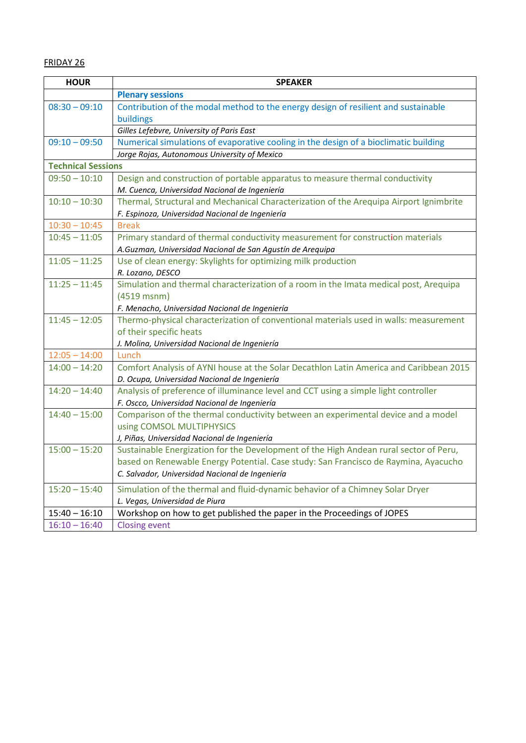FRIDAY 26

| HOUR | SPEAKER |
|---|---|
| | **Plenary sessions** |
| 08:30 – 09:10 | Contribution of the modal method to the energy design of resilient and sustainable buildings |
| | *Gilles Lefebvre, University of Paris East* |
| 09:10 – 09:50 | Numerical simulations of evaporative cooling in the design of a bioclimatic building |
| | *Jorge Rojas, Autonomous University of Mexico* |
| **Technical Sessions** | |
| 09:50 – 10:10 | Design and construction of portable apparatus to measure thermal conductivity<br>*M. Cuenca, Universidad Nacional de Ingeniería* |
| 10:10 – 10:30 | Thermal, Structural and Mechanical Characterization of the Arequipa Airport Ignimbrite<br>*F. Espinoza, Universidad Nacional de Ingeniería* |
| 10:30 – 10:45 | Break |
| 10:45 – 11:05 | Primary standard of thermal conductivity measurement for construction materials<br>*A.Guzman, Universidad Nacional de San Agustín de Arequipa* |
| 11:05 – 11:25 | Use of clean energy: Skylights for optimizing milk production<br>*R. Lozano, DESCO* |
| 11:25 – 11:45 | Simulation and thermal characterization of a room in the Imata medical post, Arequipa (4519 msnm)<br>*F. Menacho, Universidad Nacional de Ingeniería* |
| 11:45 – 12:05 | Thermo-physical characterization of conventional materials used in walls: measurement of their specific heats<br>*J. Molina, Universidad Nacional de Ingeniería* |
| 12:05 – 14:00 | Lunch |
| 14:00 – 14:20 | Comfort Analysis of AYNI house at the Solar Decathlon Latin America and Caribbean 2015<br>*D. Ocupa, Universidad Nacional de Ingeniería* |
| 14:20 – 14:40 | Analysis of preference of illuminance level and CCT using a simple light controller<br>*F. Oscco, Universidad Nacional de Ingeniería* |
| 14:40 – 15:00 | Comparison of the thermal conductivity between an experimental device and a model using COMSOL MULTIPHYSICS<br>*J, Piñas, Universidad Nacional de Ingeniería* |
| 15:00 – 15:20 | Sustainable Energization for the Development of the High Andean rural sector of Peru, based on Renewable Energy Potential. Case study: San Francisco de Raymina, Ayacucho<br>*C. Salvador, Universidad Nacional de Ingeniería* |
| 15:20 – 15:40 | Simulation of the thermal and fluid-dynamic behavior of a Chimney Solar Dryer<br>*L. Vegas, Universidad de Piura* |
| 15:40 – 16:10 | Workshop on how to get published the paper in the Proceedings of JOPES |
| 16:10 – 16:40 | Closing event |